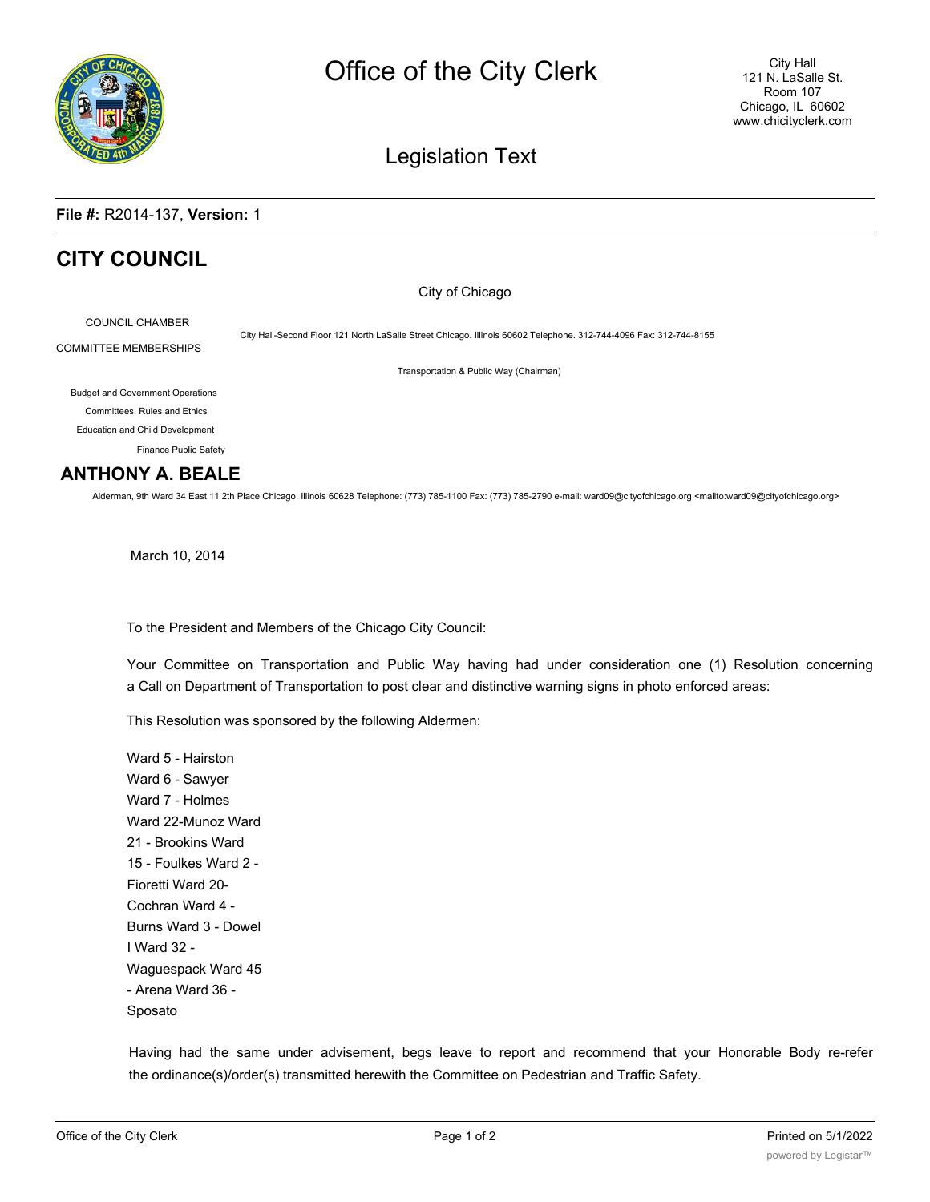# Office of the City Clerk

City Hall
121 N. LaSalle St.
Room 107
Chicago, IL 60602
www.chicityclerk.com

## Legislation Text

**File #:** R2014-137, **Version:** 1

# CITY COUNCIL

City of Chicago

COUNCIL CHAMBER

City Hall-Second Floor 121 North LaSalle Street Chicago. Illinois 60602 Telephone. 312-744-4096 Fax: 312-744-8155

COMMITTEE MEMBERSHIPS

Transportation & Public Way (Chairman)

Budget and Government Operations

Committees, Rules and Ethics

Education and Child Development

Finance Public Safety

## ANTHONY A. BEALE

Alderman, 9th Ward 34 East 11 2th Place Chicago. Illinois 60628 Telephone: (773) 785-1100 Fax: (773) 785-2790 e-mail: ward09@cityofchicago.org <mailto:ward09@cityofchicago.org>

March 10, 2014

To the President and Members of the Chicago City Council:

Your Committee on Transportation and Public Way having had under consideration one (1) Resolution concerning a Call on Department of Transportation to post clear and distinctive warning signs in photo enforced areas:

This Resolution was sponsored by the following Aldermen:

Ward 5 - Hairston
Ward 6 - Sawyer
Ward 7 - Holmes
Ward 22-Munoz Ward
21 - Brookins Ward
15 - Foulkes Ward 2 -
Fioretti Ward 20-
Cochran Ward 4 -
Burns Ward 3 - Dowel
l Ward 32 -
Waguespack Ward 45
- Arena Ward 36 -
Sposato

Having had the same under advisement, begs leave to report and recommend that your Honorable Body re-refer the ordinance(s)/order(s) transmitted herewith the Committee on Pedestrian and Traffic Safety.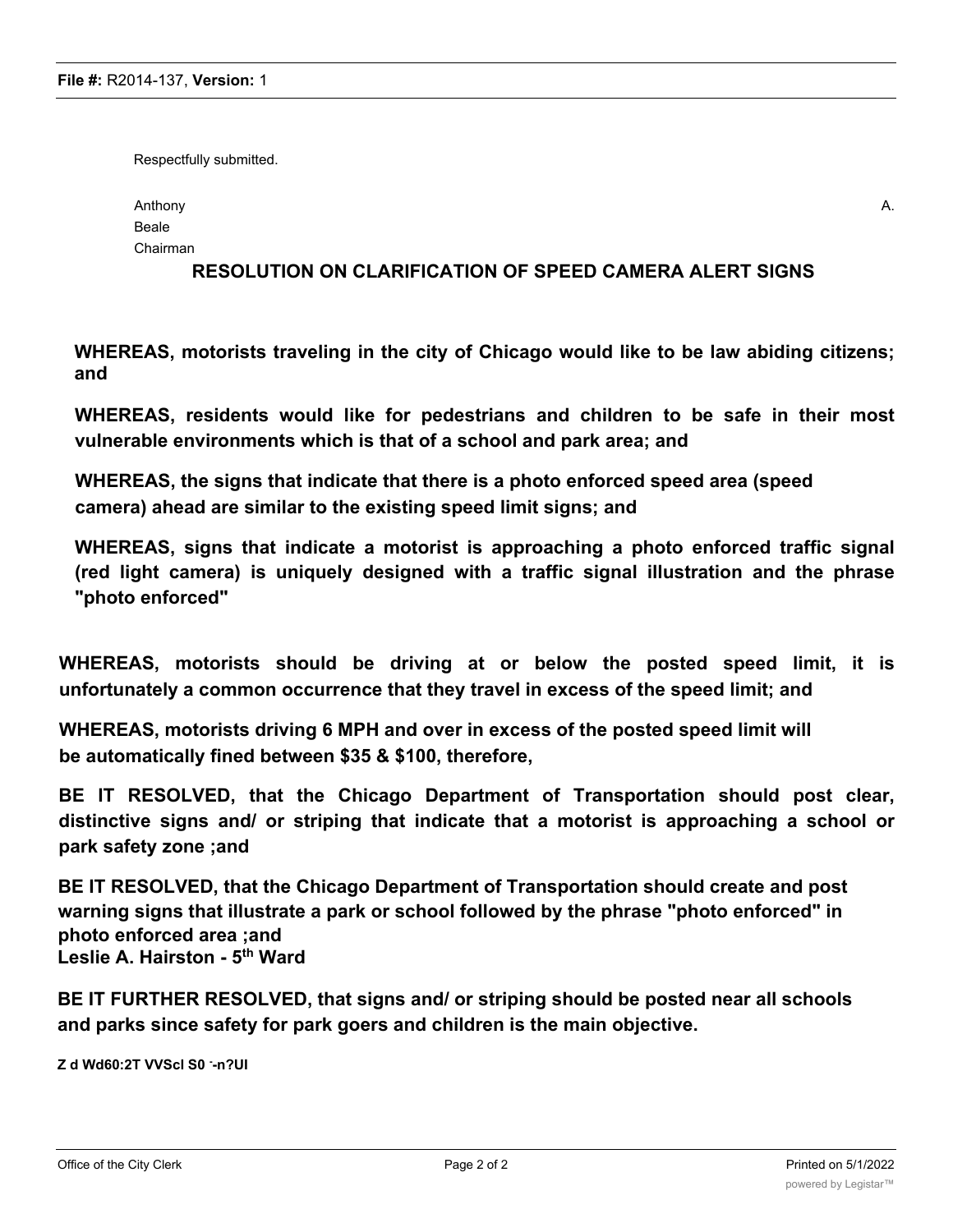Respectfully submitted.

Anthony A. Beale
Chairman

## RESOLUTION ON CLARIFICATION OF SPEED CAMERA ALERT SIGNS

**WHEREAS, motorists traveling in the city of Chicago would like to be law abiding citizens; and**

**WHEREAS, residents would like for pedestrians and children to be safe in their most vulnerable environments which is that of a school and park area; and**

**WHEREAS, the signs that indicate that there is a photo enforced speed area (speed camera) ahead are similar to the existing speed limit signs; and**

**WHEREAS, signs that indicate a motorist is approaching a photo enforced traffic signal (red light camera) is uniquely designed with a traffic signal illustration and the phrase "photo enforced"**

**WHEREAS, motorists should be driving at or below the posted speed limit, it is unfortunately a common occurrence that they travel in excess of the speed limit; and**

**WHEREAS, motorists driving 6 MPH and over in excess of the posted speed limit will be automatically fined between $35 & $100, therefore,**

**BE IT RESOLVED, that the Chicago Department of Transportation should post clear, distinctive signs and/ or striping that indicate that a motorist is approaching a school or park safety zone ;and**

**BE IT RESOLVED, that the Chicago Department of Transportation should create and post warning signs that illustrate a park or school followed by the phrase "photo enforced" in photo enforced area ;and**
**Leslie A. Hairston - 5th Ward**

**BE IT FURTHER RESOLVED, that signs and/ or striping should be posted near all schools and parks since safety for park goers and children is the main objective.**

**Z d Wd60:2T VVScl S0 ¨-n?UI**